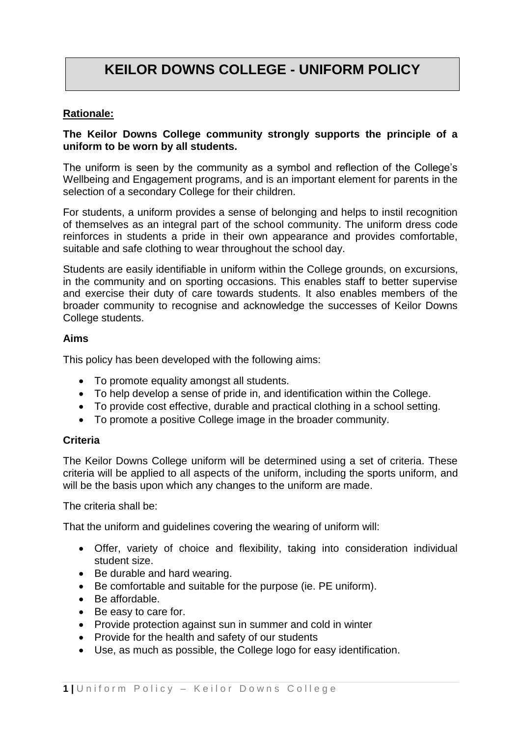# KEILOR DOWNS COLLEGE - UNIFORM POLICY

**Rationale:**

**The Keilor Downs College community strongly supports the principle of a uniform to be worn by all students.**

The uniform is seen by the community as a symbol and reflection of the College's Wellbeing and Engagement programs, and is an important element for parents in the selection of a secondary College for their children.

For students, a uniform provides a sense of belonging and helps to instil recognition of themselves as an integral part of the school community. The uniform dress code reinforces in students a pride in their own appearance and provides comfortable, suitable and safe clothing to wear throughout the school day.

Students are easily identifiable in uniform within the College grounds, on excursions, in the community and on sporting occasions. This enables staff to better supervise and exercise their duty of care towards students. It also enables members of the broader community to recognise and acknowledge the successes of Keilor Downs College students.

**Aims**

This policy has been developed with the following aims:

- To promote equality amongst all students.
- To help develop a sense of pride in, and identification within the College.
- To provide cost effective, durable and practical clothing in a school setting.
- To promote a positive College image in the broader community.

**Criteria**

The Keilor Downs College uniform will be determined using a set of criteria. These criteria will be applied to all aspects of the uniform, including the sports uniform, and will be the basis upon which any changes to the uniform are made.

The criteria shall be:

That the uniform and guidelines covering the wearing of uniform will:

- Offer, variety of choice and flexibility, taking into consideration individual student size.
- Be durable and hard wearing.
- Be comfortable and suitable for the purpose (ie. PE uniform).
- Be affordable.
- Be easy to care for.
- Provide protection against sun in summer and cold in winter
- Provide for the health and safety of our students
- Use, as much as possible, the College logo for easy identification.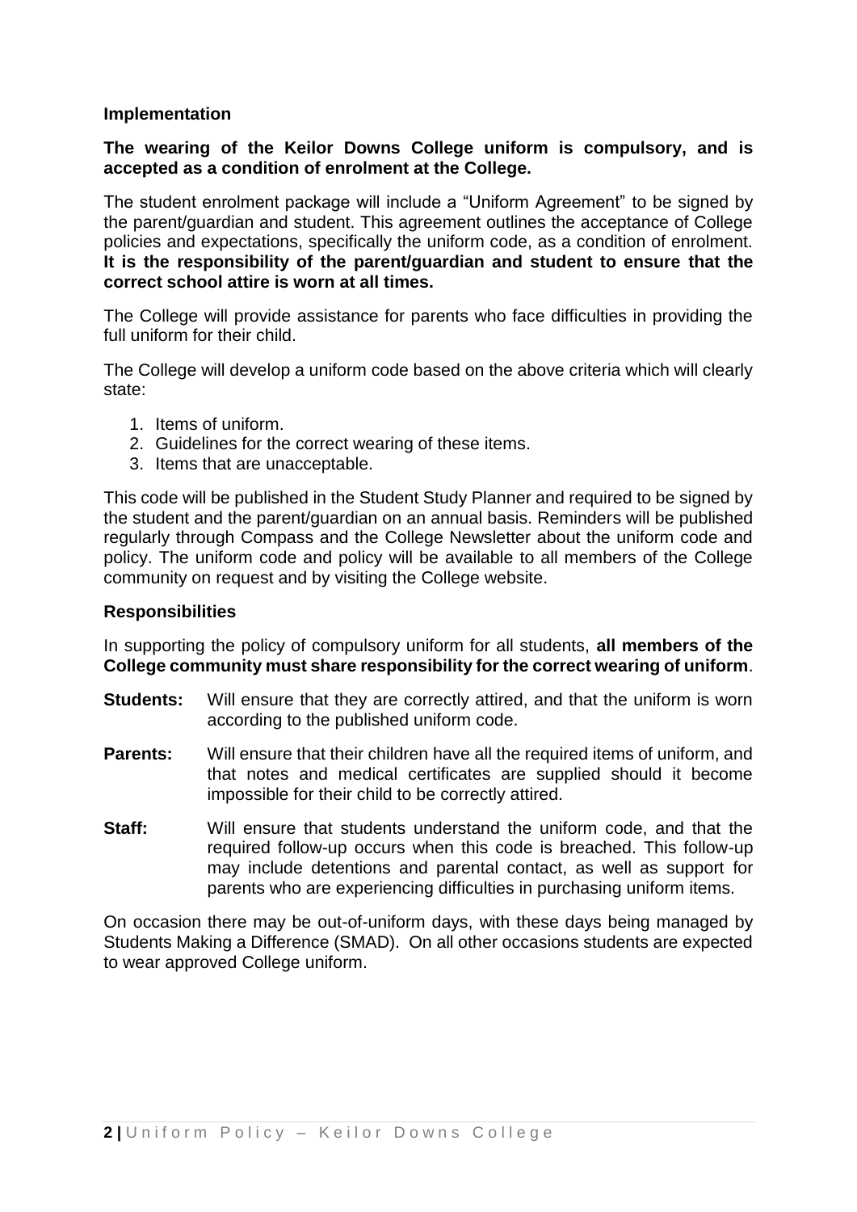## Implementation

**The wearing of the Keilor Downs College uniform is compulsory, and is accepted as a condition of enrolment at the College.**

The student enrolment package will include a "Uniform Agreement" to be signed by the parent/guardian and student. This agreement outlines the acceptance of College policies and expectations, specifically the uniform code, as a condition of enrolment. **It is the responsibility of the parent/guardian and student to ensure that the correct school attire is worn at all times.**

The College will provide assistance for parents who face difficulties in providing the full uniform for their child.

The College will develop a uniform code based on the above criteria which will clearly state:

1. Items of uniform.
2. Guidelines for the correct wearing of these items.
3. Items that are unacceptable.

This code will be published in the Student Study Planner and required to be signed by the student and the parent/guardian on an annual basis. Reminders will be published regularly through Compass and the College Newsletter about the uniform code and policy. The uniform code and policy will be available to all members of the College community on request and by visiting the College website.

## Responsibilities

In supporting the policy of compulsory uniform for all students, **all members of the College community must share responsibility for the correct wearing of uniform**.

**Students:** Will ensure that they are correctly attired, and that the uniform is worn according to the published uniform code.

**Parents:** Will ensure that their children have all the required items of uniform, and that notes and medical certificates are supplied should it become impossible for their child to be correctly attired.

**Staff:** Will ensure that students understand the uniform code, and that the required follow-up occurs when this code is breached. This follow-up may include detentions and parental contact, as well as support for parents who are experiencing difficulties in purchasing uniform items.

On occasion there may be out-of-uniform days, with these days being managed by Students Making a Difference (SMAD). On all other occasions students are expected to wear approved College uniform.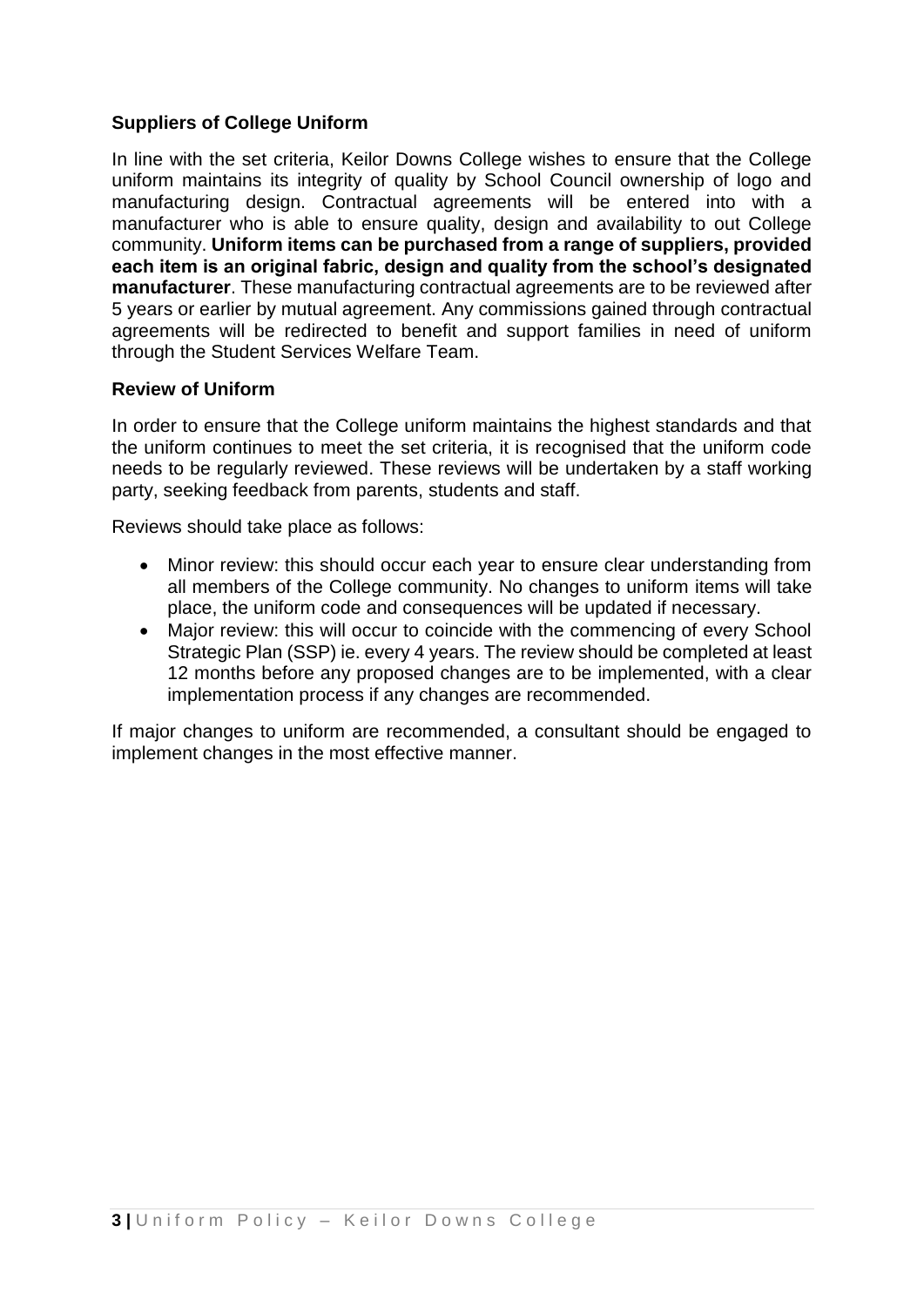**Suppliers of College Uniform**

In line with the set criteria, Keilor Downs College wishes to ensure that the College uniform maintains its integrity of quality by School Council ownership of logo and manufacturing design. Contractual agreements will be entered into with a manufacturer who is able to ensure quality, design and availability to out College community. **Uniform items can be purchased from a range of suppliers, provided each item is an original fabric, design and quality from the school's designated manufacturer**. These manufacturing contractual agreements are to be reviewed after 5 years or earlier by mutual agreement. Any commissions gained through contractual agreements will be redirected to benefit and support families in need of uniform through the Student Services Welfare Team.

**Review of Uniform**

In order to ensure that the College uniform maintains the highest standards and that the uniform continues to meet the set criteria, it is recognised that the uniform code needs to be regularly reviewed. These reviews will be undertaken by a staff working party, seeking feedback from parents, students and staff.

Reviews should take place as follows:

- Minor review: this should occur each year to ensure clear understanding from all members of the College community. No changes to uniform items will take place, the uniform code and consequences will be updated if necessary.
- Major review: this will occur to coincide with the commencing of every School Strategic Plan (SSP) ie. every 4 years. The review should be completed at least 12 months before any proposed changes are to be implemented, with a clear implementation process if any changes are recommended.

If major changes to uniform are recommended, a consultant should be engaged to implement changes in the most effective manner.